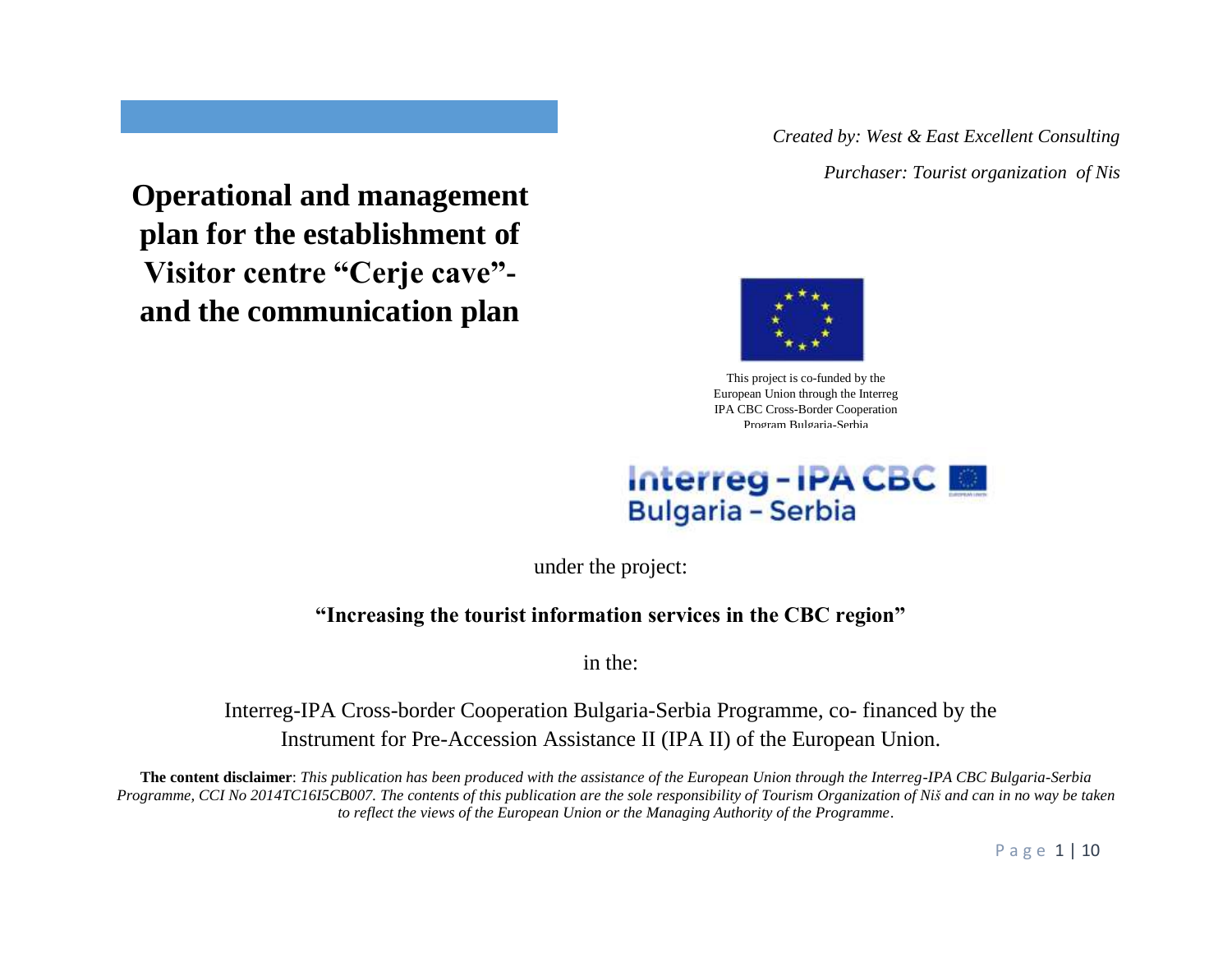*Created by: West & East Excellent Consulting*

*Purchaser: Tourist organization of Nis*

# Operational and management plan for the establishment of Visitor centre “Cerje cave”- and the communication plan

This project is co-funded by the European Union through the Interreg IPA CBC Cross-Border Cooperation Program Bulgaria-Serbia

Interreg - IPA CBC Bulgaria – Serbia

under the project:

**“Increasing the tourist information services in the CBC region”**

in the:

Interreg-IPA Cross-border Cooperation Bulgaria-Serbia Programme, co- financed by the Instrument for Pre-Accession Assistance II (IPA II) of the European Union.

**The content disclaimer**: *This publication has been produced with the assistance of the European Union through the Interreg-IPA CBC Bulgaria-Serbia Programme, CCI No 2014TC16I5CB007. The contents of this publication are the sole responsibility of Tourism Organization of Niš and can in no way be taken to reflect the views of the European Union or the Managing Authority of the Programme*.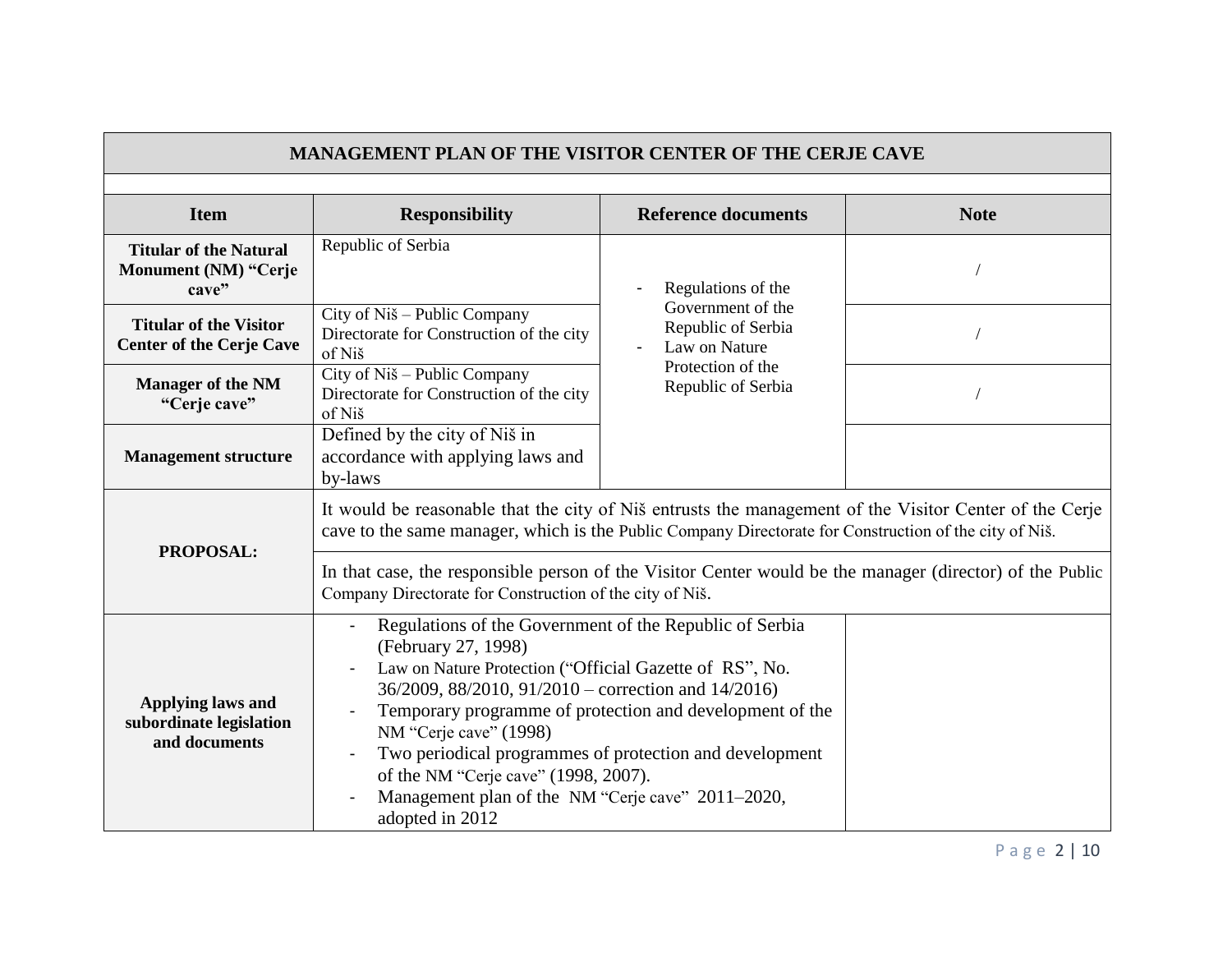| MANAGEMENT PLAN OF THE VISITOR CENTER OF THE CERJE CAVE | | | |
|---|---|---|---|
| **Item** | **Responsibility** | **Reference documents** | **Note** |
| **Titular of the Natural Monument (NM) “Cerje cave”** | Republic of Serbia | - Regulations of the Government of the Republic of Serbia<br>- Law on Nature Protection of the Republic of Serbia | / |
| **Titular of the Visitor Center of the Cerje Cave** | City of Niš – Public Company Directorate for Construction of the city of Niš | | / |
| **Manager of the NM “Cerje cave”** | City of Niš – Public Company Directorate for Construction of the city of Niš | | / |
| **Management structure** | Defined by the city of Niš in accordance with applying laws and by-laws | | |
| **PROPOSAL:** | It would be reasonable that the city of Niš entrusts the management of the Visitor Center of the Cerje cave to the same manager, which is the Public Company Directorate for Construction of the city of Niš. | | |
| | In that case, the responsible person of the Visitor Center would be the manager (director) of the Public Company Directorate for Construction of the city of Niš. | | |
| **Applying laws and subordinate legislation and documents** | - Regulations of the Government of the Republic of Serbia (February 27, 1998)<br>- Law on Nature Protection (“Official Gazette of RS”, No. 36/2009, 88/2010, 91/2010 – correction and 14/2016)<br>- Temporary programme of protection and development of the NM “Cerje cave” (1998)<br>- Two periodical programmes of protection and development of the NM “Cerje cave” (1998, 2007).<br>- Management plan of the NM “Cerje cave” 2011–2020, adopted in 2012 | | |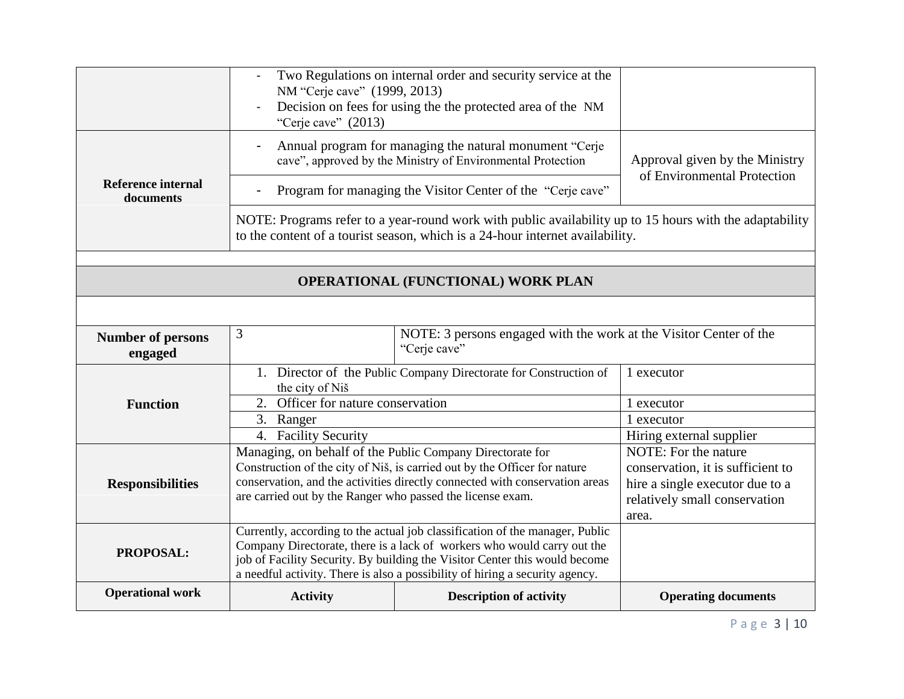| | | | |
|---|---|---|---|
| | - Two Regulations on internal order and security service at the NM "Cerje cave" (1999, 2013)<br>- Decision on fees for using the the protected area of the NM "Cerje cave" (2013) | | |
| **Reference internal documents** | - Annual program for managing the natural monument "Cerje cave", approved by the Ministry of Environmental Protection | | Approval given by the Ministry of Environmental Protection |
| | - Program for managing the Visitor Center of the "Cerje cave" | | |
| | NOTE: Programs refer to a year-round work with public availability up to 15 hours with the adaptability to the content of a tourist season, which is a 24-hour internet availability. | | |

## OPERATIONAL (FUNCTIONAL) WORK PLAN

| | | | |
|---|---|---|---|
| **Number of persons engaged** | 3 | NOTE: 3 persons engaged with the work at the Visitor Center of the "Cerje cave" | |
| **Function** | 1. Director of the Public Company Directorate for Construction of the city of Niš | | 1 executor |
| | 2. Officer for nature conservation | | 1 executor |
| | 3. Ranger | | 1 executor |
| | 4. Facility Security | | Hiring external supplier |
| **Responsibilities** | Managing, on behalf of the Public Company Directorate for Construction of the city of Niš, is carried out by the Officer for nature conservation, and the activities directly connected with conservation areas are carried out by the Ranger who passed the license exam. | | NOTE: For the nature conservation, it is sufficient to hire a single executor due to a relatively small conservation area. |
| **PROPOSAL:** | Currently, according to the actual job classification of the manager, Public Company Directorate, there is a lack of workers who would carry out the job of Facility Security. By building the Visitor Center this would become a needful activity. There is also a possibility of hiring a security agency. | | |
| **Operational work** | **Activity** | **Description of activity** | **Operating documents** |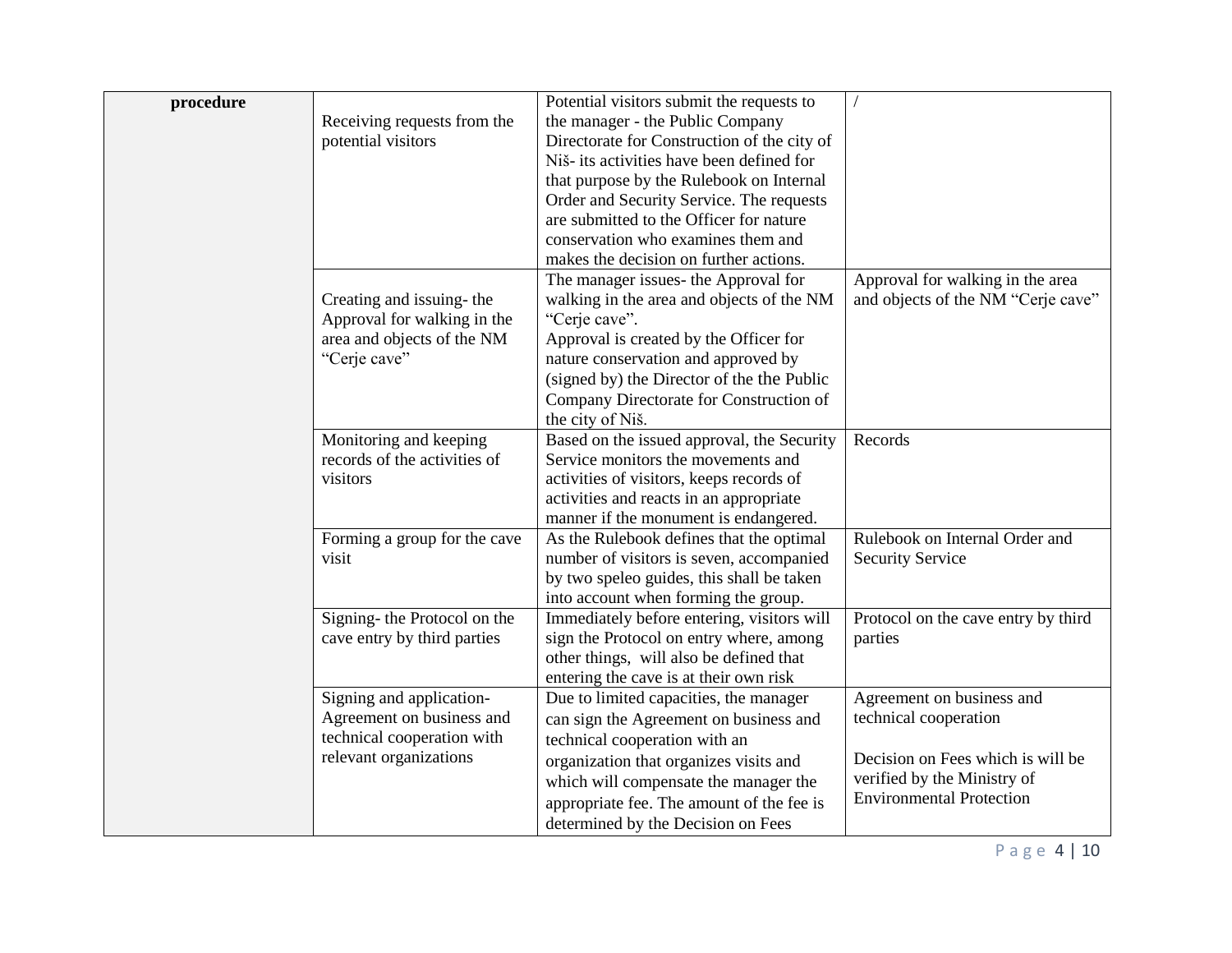| procedure | Receiving requests from the potential visitors | Potential visitors submit the requests to the manager - the Public Company Directorate for Construction of the city of Niš- its activities have been defined for that purpose by the Rulebook on Internal Order and Security Service. The requests are submitted to the Officer for nature conservation who examines them and makes the decision on further actions. | / |
|---|---|---|---|
| | Creating and issuing- the Approval for walking in the area and objects of the NM "Cerje cave" | The manager issues- the Approval for walking in the area and objects of the NM "Cerje cave".<br>Approval is created by the Officer for nature conservation and approved by (signed by) the Director of the the Public Company Directorate for Construction of the city of Niš. | Approval for walking in the area and objects of the NM "Cerje cave" |
| | Monitoring and keeping records of the activities of visitors | Based on the issued approval, the Security Service monitors the movements and activities of visitors, keeps records of activities and reacts in an appropriate manner if the monument is endangered. | Records |
| | Forming a group for the cave visit | As the Rulebook defines that the optimal number of visitors is seven, accompanied by two speleo guides, this shall be taken into account when forming the group. | Rulebook on Internal Order and Security Service |
| | Signing- the Protocol on the cave entry by third parties | Immediately before entering, visitors will sign the Protocol on entry where, among other things, will also be defined that entering the cave is at their own risk | Protocol on the cave entry by third parties |
| | Signing and application- Agreement on business and technical cooperation with relevant organizations | Due to limited capacities, the manager can sign the Agreement on business and technical cooperation with an organization that organizes visits and which will compensate the manager the appropriate fee. The amount of the fee is determined by the Decision on Fees | Agreement on business and technical cooperation<br><br>Decision on Fees which is will be verified by the Ministry of Environmental Protection |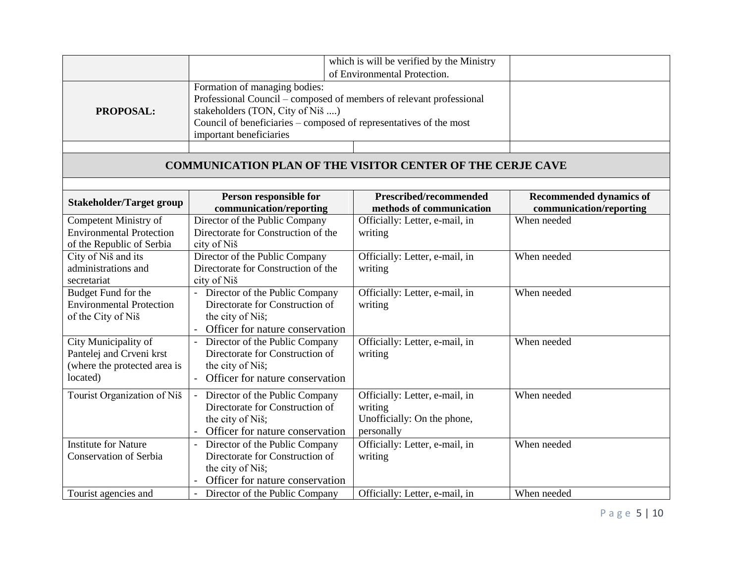|  |  | which is will be verified by the Ministry of Environmental Protection. |  |
|---|---|---|---|
| **PROPOSAL:** | Formation of managing bodies:<br>Professional Council – composed of members of relevant professional stakeholders (TON, City of Niš ....)<br>Council of beneficiaries – composed of representatives of the most important beneficiaries | | |
|  |  |  |  |

## COMMUNICATION PLAN OF THE VISITOR CENTER OF THE CERJE CAVE

| Stakeholder/Target group | Person responsible for communication/reporting | Prescribed/recommended methods of communication | Recommended dynamics of communication/reporting |
|---|---|---|---|
| Competent Ministry of Environmental Protection of the Republic of Serbia | Director of the Public Company Directorate for Construction of the city of Niš | Officially: Letter, e-mail, in writing | When needed |
| City of Niš and its administrations and secretariat | Director of the Public Company Directorate for Construction of the city of Niš | Officially: Letter, e-mail, in writing | When needed |
| Budget Fund for the Environmental Protection of the City of Niš | - Director of the Public Company Directorate for Construction of the city of Niš;<br>- Officer for nature conservation | Officially: Letter, e-mail, in writing | When needed |
| City Municipality of Pantelej and Crveni krst (where the protected area is located) | - Director of the Public Company Directorate for Construction of the city of Niš;<br>- Officer for nature conservation | Officially: Letter, e-mail, in writing | When needed |
| Tourist Organization of Niš | - Director of the Public Company Directorate for Construction of the city of Niš;<br>- Officer for nature conservation | Officially: Letter, e-mail, in writing<br>Unofficially: On the phone, personally | When needed |
| Institute for Nature Conservation of Serbia | - Director of the Public Company Directorate for Construction of the city of Niš;<br>- Officer for nature conservation | Officially: Letter, e-mail, in writing | When needed |
| Tourist agencies and | - Director of the Public Company | Officially: Letter, e-mail, in | When needed |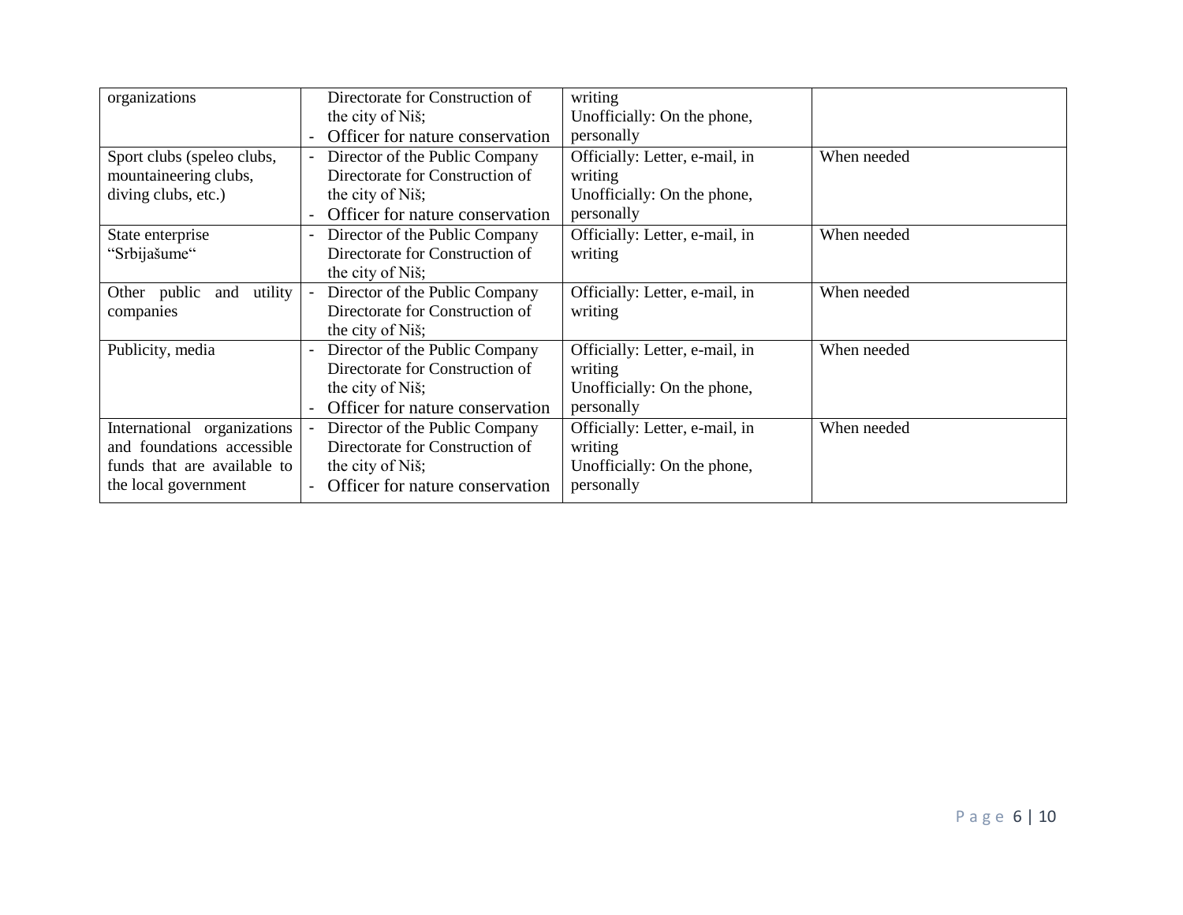| | | | |
|---|---|---|---|
| organizations | Directorate for Construction of the city of Niš;<br>- Officer for nature conservation | writing<br>Unofficially: On the phone, personally | |
| Sport clubs (speleo clubs, mountaineering clubs, diving clubs, etc.) | - Director of the Public Company Directorate for Construction of the city of Niš;<br>- Officer for nature conservation | Officially: Letter, e-mail, in writing<br>Unofficially: On the phone, personally | When needed |
| State enterprise "Srbijašume" | - Director of the Public Company Directorate for Construction of the city of Niš; | Officially: Letter, e-mail, in writing | When needed |
| Other public and utility companies | - Director of the Public Company Directorate for Construction of the city of Niš; | Officially: Letter, e-mail, in writing | When needed |
| Publicity, media | - Director of the Public Company Directorate for Construction of the city of Niš;<br>- Officer for nature conservation | Officially: Letter, e-mail, in writing<br>Unofficially: On the phone, personally | When needed |
| International organizations and foundations accessible funds that are available to the local government | - Director of the Public Company Directorate for Construction of the city of Niš;<br>- Officer for nature conservation | Officially: Letter, e-mail, in writing<br>Unofficially: On the phone, personally | When needed |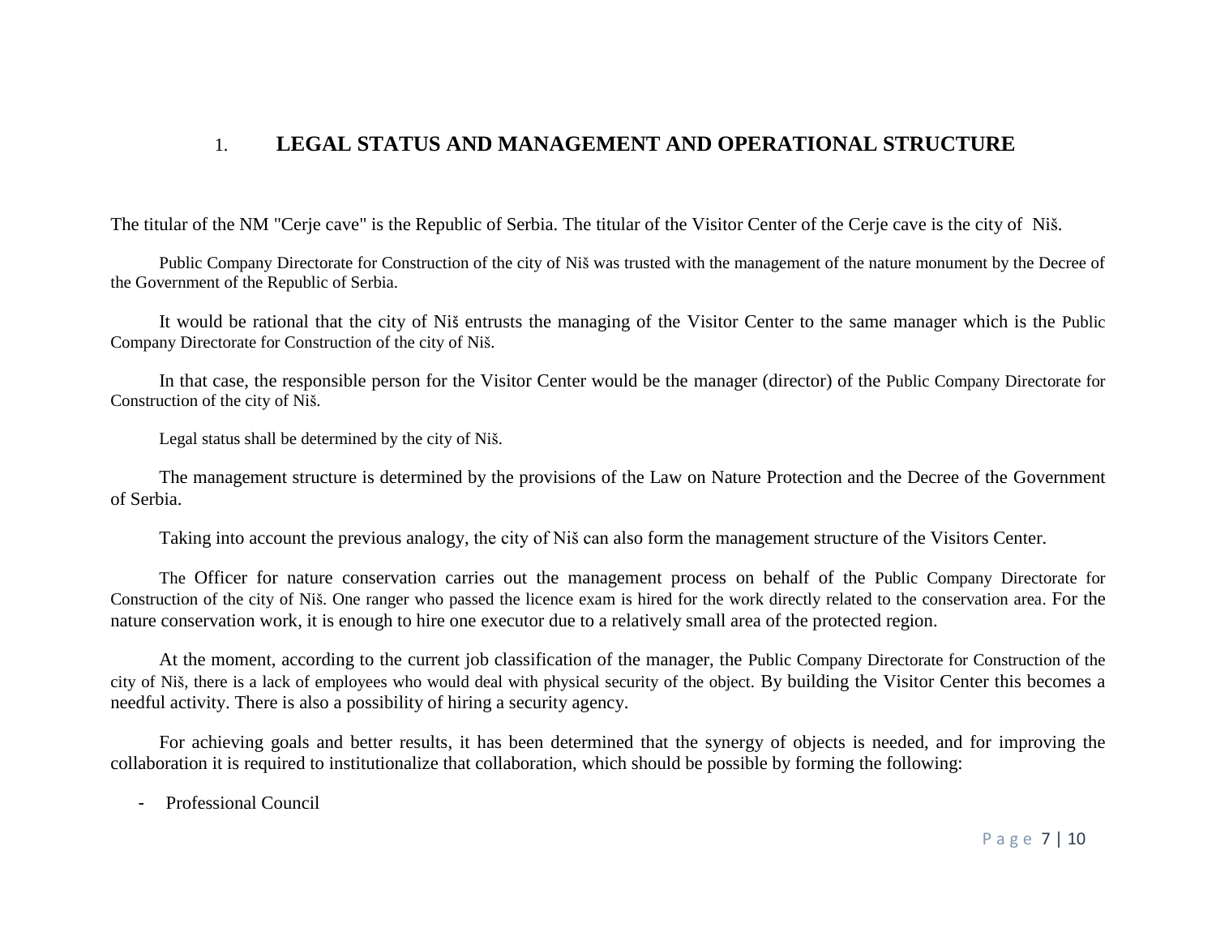# 1. LEGAL STATUS AND MANAGEMENT AND OPERATIONAL STRUCTURE

The titular of the NM "Cerje cave" is the Republic of Serbia. The titular of the Visitor Center of the Cerje cave is the city of Niš.

Public Company Directorate for Construction of the city of Niš was trusted with the management of the nature monument by the Decree of the Government of the Republic of Serbia.

It would be rational that the city of Niš entrusts the managing of the Visitor Center to the same manager which is the Public Company Directorate for Construction of the city of Niš.

In that case, the responsible person for the Visitor Center would be the manager (director) of the Public Company Directorate for Construction of the city of Niš.

Legal status shall be determined by the city of Niš.

The management structure is determined by the provisions of the Law on Nature Protection and the Decree of the Government of Serbia.

Taking into account the previous analogy, the city of Niš can also form the management structure of the Visitors Center.

The Officer for nature conservation carries out the management process on behalf of the Public Company Directorate for Construction of the city of Niš. One ranger who passed the licence exam is hired for the work directly related to the conservation area. For the nature conservation work, it is enough to hire one executor due to a relatively small area of the protected region.

At the moment, according to the current job classification of the manager, the Public Company Directorate for Construction of the city of Niš, there is a lack of employees who would deal with physical security of the object. By building the Visitor Center this becomes a needful activity. There is also a possibility of hiring a security agency.

For achieving goals and better results, it has been determined that the synergy of objects is needed, and for improving the collaboration it is required to institutionalize that collaboration, which should be possible by forming the following:

- Professional Council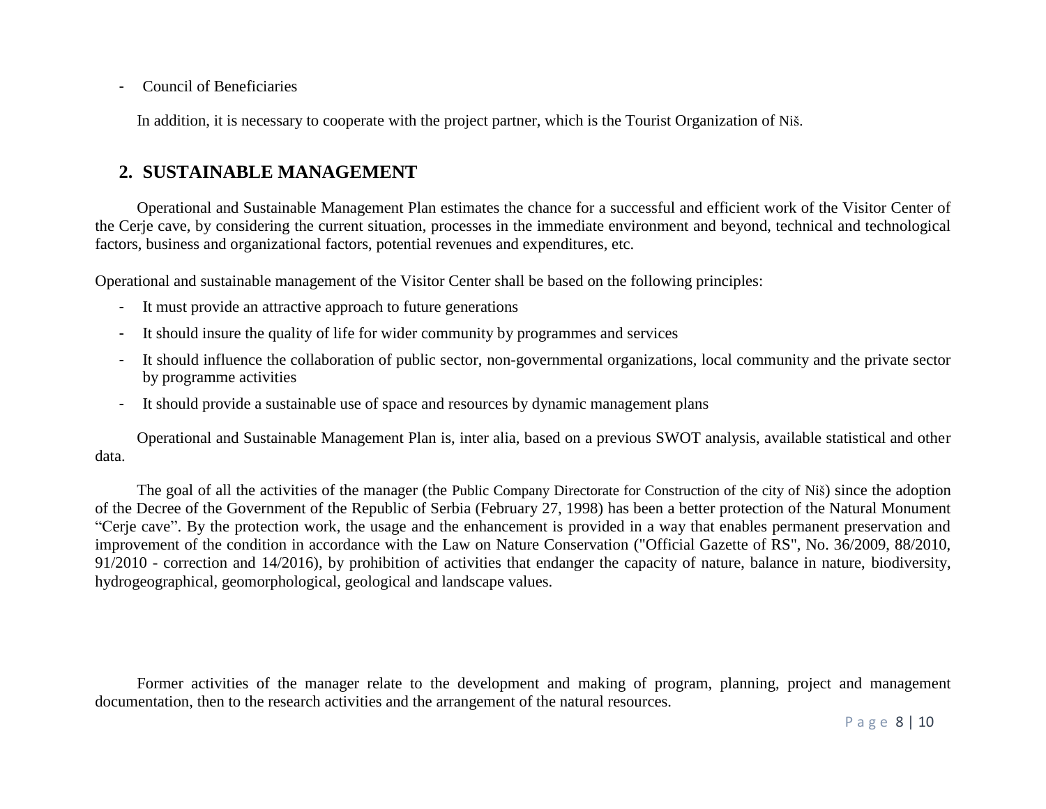- Council of Beneficiaries

In addition, it is necessary to cooperate with the project partner, which is the Tourist Organization of Niš.

## 2. SUSTAINABLE MANAGEMENT

Operational and Sustainable Management Plan estimates the chance for a successful and efficient work of the Visitor Center of the Cerje cave, by considering the current situation, processes in the immediate environment and beyond, technical and technological factors, business and organizational factors, potential revenues and expenditures, etc.

Operational and sustainable management of the Visitor Center shall be based on the following principles:

- It must provide an attractive approach to future generations
- It should insure the quality of life for wider community by programmes and services
- It should influence the collaboration of public sector, non-governmental organizations, local community and the private sector by programme activities
- It should provide a sustainable use of space and resources by dynamic management plans

Operational and Sustainable Management Plan is, inter alia, based on a previous SWOT analysis, available statistical and other data.

The goal of all the activities of the manager (the Public Company Directorate for Construction of the city of Niš) since the adoption of the Decree of the Government of the Republic of Serbia (February 27, 1998) has been a better protection of the Natural Monument "Cerje cave". By the protection work, the usage and the enhancement is provided in a way that enables permanent preservation and improvement of the condition in accordance with the Law on Nature Conservation ("Official Gazette of RS", No. 36/2009, 88/2010, 91/2010 - correction and 14/2016), by prohibition of activities that endanger the capacity of nature, balance in nature, biodiversity, hydrogeographical, geomorphological, geological and landscape values.

Former activities of the manager relate to the development and making of program, planning, project and management documentation, then to the research activities and the arrangement of the natural resources.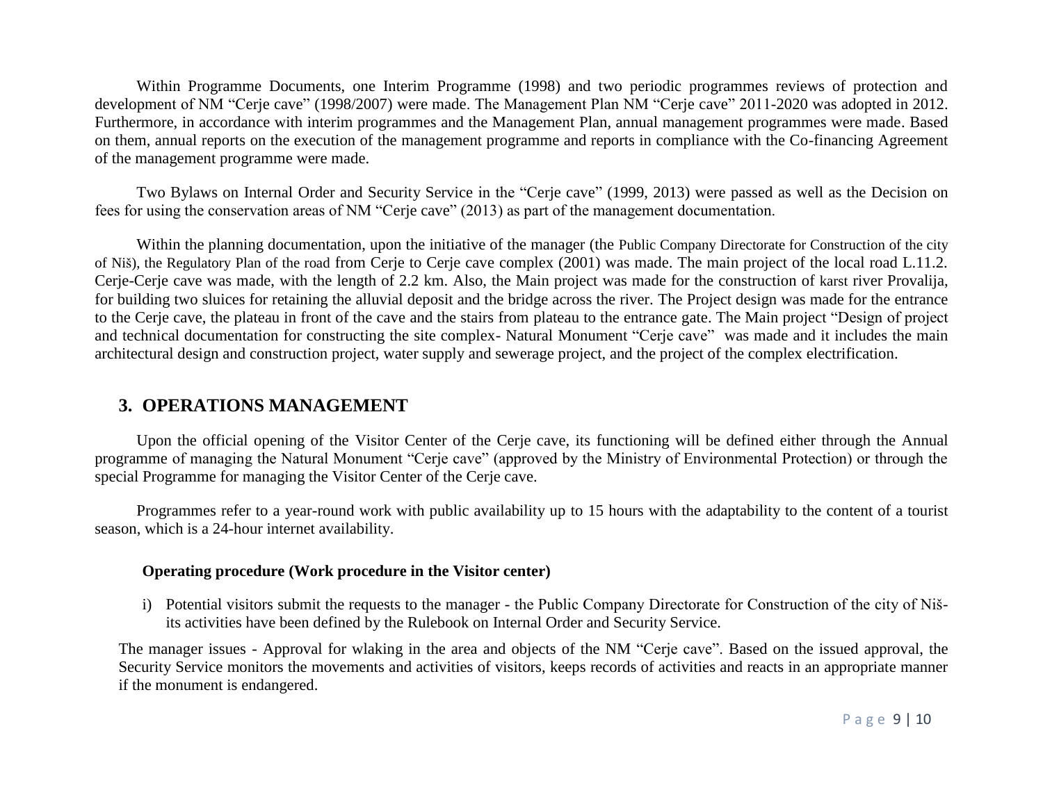Within Programme Documents, one Interim Programme (1998) and two periodic programmes reviews of protection and development of NM "Cerje cave" (1998/2007) were made. The Management Plan NM "Cerje cave" 2011-2020 was adopted in 2012. Furthermore, in accordance with interim programmes and the Management Plan, annual management programmes were made. Based on them, annual reports on the execution of the management programme and reports in compliance with the Co-financing Agreement of the management programme were made.

Two Bylaws on Internal Order and Security Service in the "Cerje cave" (1999, 2013) were passed as well as the Decision on fees for using the conservation areas of NM "Cerje cave" (2013) as part of the management documentation.

Within the planning documentation, upon the initiative of the manager (the Public Company Directorate for Construction of the city of Niš), the Regulatory Plan of the road from Cerje to Cerje cave complex (2001) was made. The main project of the local road L.11.2. Cerje-Cerje cave was made, with the length of 2.2 km. Also, the Main project was made for the construction of karst river Provalija, for building two sluices for retaining the alluvial deposit and the bridge across the river. The Project design was made for the entrance to the Cerje cave, the plateau in front of the cave and the stairs from plateau to the entrance gate. The Main project "Design of project and technical documentation for constructing the site complex- Natural Monument "Cerje cave" was made and it includes the main architectural design and construction project, water supply and sewerage project, and the project of the complex electrification.

## 3. OPERATIONS MANAGEMENT

Upon the official opening of the Visitor Center of the Cerje cave, its functioning will be defined either through the Annual programme of managing the Natural Monument "Cerje cave" (approved by the Ministry of Environmental Protection) or through the special Programme for managing the Visitor Center of the Cerje cave.

Programmes refer to a year-round work with public availability up to 15 hours with the adaptability to the content of a tourist season, which is a 24-hour internet availability.

**Operating procedure (Work procedure in the Visitor center)**

i) Potential visitors submit the requests to the manager - the Public Company Directorate for Construction of the city of Niš- its activities have been defined by the Rulebook on Internal Order and Security Service.

The manager issues - Approval for wlaking in the area and objects of the NM "Cerje cave". Based on the issued approval, the Security Service monitors the movements and activities of visitors, keeps records of activities and reacts in an appropriate manner if the monument is endangered.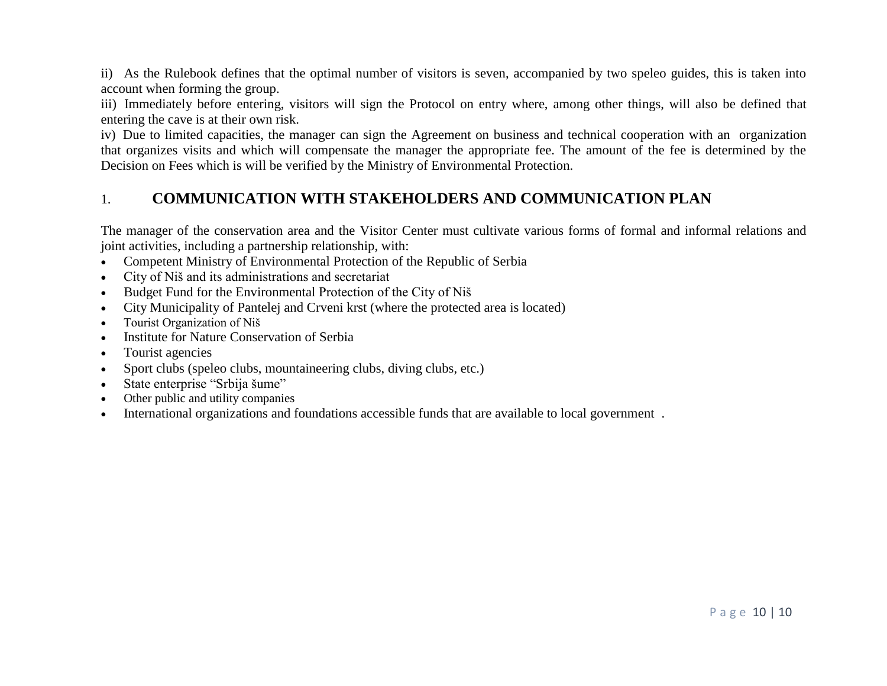ii) As the Rulebook defines that the optimal number of visitors is seven, accompanied by two speleo guides, this is taken into account when forming the group.

iii) Immediately before entering, visitors will sign the Protocol on entry where, among other things, will also be defined that entering the cave is at their own risk.

iv) Due to limited capacities, the manager can sign the Agreement on business and technical cooperation with an organization that organizes visits and which will compensate the manager the appropriate fee. The amount of the fee is determined by the Decision on Fees which is will be verified by the Ministry of Environmental Protection.

## 1. COMMUNICATION WITH STAKEHOLDERS AND COMMUNICATION PLAN

The manager of the conservation area and the Visitor Center must cultivate various forms of formal and informal relations and joint activities, including a partnership relationship, with:

- Competent Ministry of Environmental Protection of the Republic of Serbia
- City of Niš and its administrations and secretariat
- Budget Fund for the Environmental Protection of the City of Niš
- City Municipality of Pantelej and Crveni krst (where the protected area is located)
- Tourist Organization of Niš
- Institute for Nature Conservation of Serbia
- Tourist agencies
- Sport clubs (speleo clubs, mountaineering clubs, diving clubs, etc.)
- State enterprise "Srbija šume"
- Other public and utility companies
- International organizations and foundations accessible funds that are available to local government .